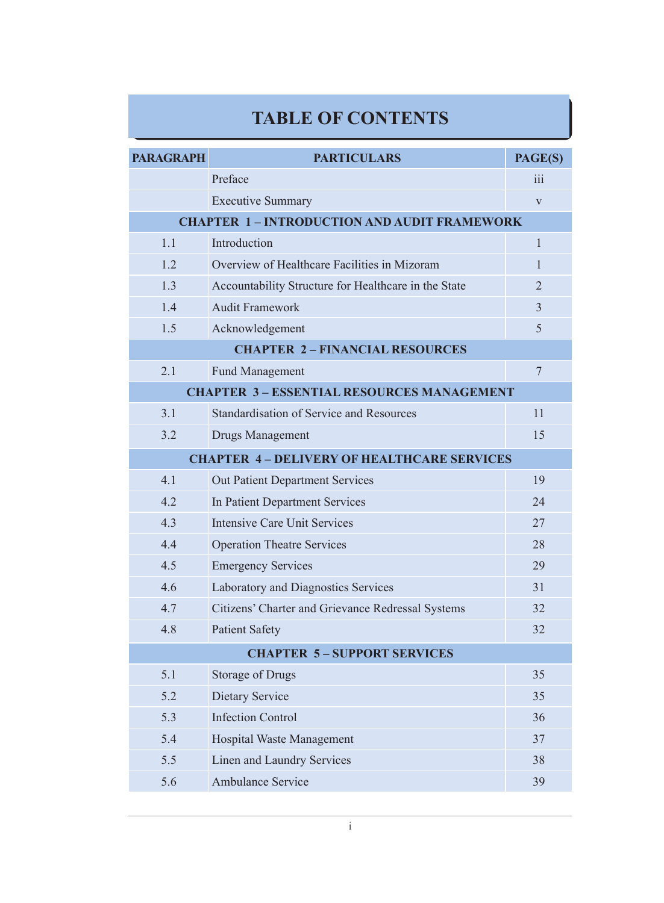# TABLE OF CONTENTS

| PARAGRAPH | PARTICULARS | PAGE(S) |
|---|---|---|
| | Preface | iii |
| | Executive Summary | v |
| **CHAPTER 1 – INTRODUCTION AND AUDIT FRAMEWORK** | | |
| 1.1 | Introduction | 1 |
| 1.2 | Overview of Healthcare Facilities in Mizoram | 1 |
| 1.3 | Accountability Structure for Healthcare in the State | 2 |
| 1.4 | Audit Framework | 3 |
| 1.5 | Acknowledgement | 5 |
| **CHAPTER 2 – FINANCIAL RESOURCES** | | |
| 2.1 | Fund Management | 7 |
| **CHAPTER 3 – ESSENTIAL RESOURCES MANAGEMENT** | | |
| 3.1 | Standardisation of Service and Resources | 11 |
| 3.2 | Drugs Management | 15 |
| **CHAPTER 4 – DELIVERY OF HEALTHCARE SERVICES** | | |
| 4.1 | Out Patient Department Services | 19 |
| 4.2 | In Patient Department Services | 24 |
| 4.3 | Intensive Care Unit Services | 27 |
| 4.4 | Operation Theatre Services | 28 |
| 4.5 | Emergency Services | 29 |
| 4.6 | Laboratory and Diagnostics Services | 31 |
| 4.7 | Citizens' Charter and Grievance Redressal Systems | 32 |
| 4.8 | Patient Safety | 32 |
| **CHAPTER 5 – SUPPORT SERVICES** | | |
| 5.1 | Storage of Drugs | 35 |
| 5.2 | Dietary Service | 35 |
| 5.3 | Infection Control | 36 |
| 5.4 | Hospital Waste Management | 37 |
| 5.5 | Linen and Laundry Services | 38 |
| 5.6 | Ambulance Service | 39 |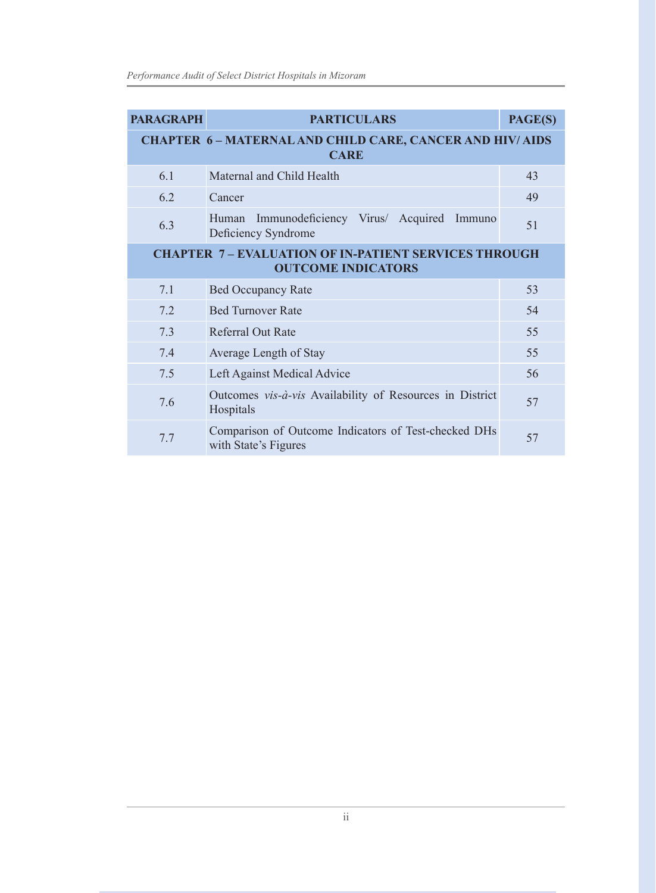| PARAGRAPH | PARTICULARS | PAGE(S) |
|---|---|---|
| **CHAPTER 6 – MATERNAL AND CHILD CARE, CANCER AND HIV/ AIDS CARE** | | |
| 6.1 | Maternal and Child Health | 43 |
| 6.2 | Cancer | 49 |
| 6.3 | Human Immunodeficiency Virus/ Acquired Immuno Deficiency Syndrome | 51 |
| **CHAPTER 7 – EVALUATION OF IN-PATIENT SERVICES THROUGH OUTCOME INDICATORS** | | |
| 7.1 | Bed Occupancy Rate | 53 |
| 7.2 | Bed Turnover Rate | 54 |
| 7.3 | Referral Out Rate | 55 |
| 7.4 | Average Length of Stay | 55 |
| 7.5 | Left Against Medical Advice | 56 |
| 7.6 | Outcomes *vis-à-vis* Availability of Resources in District Hospitals | 57 |
| 7.7 | Comparison of Outcome Indicators of Test-checked DHs with State's Figures | 57 |